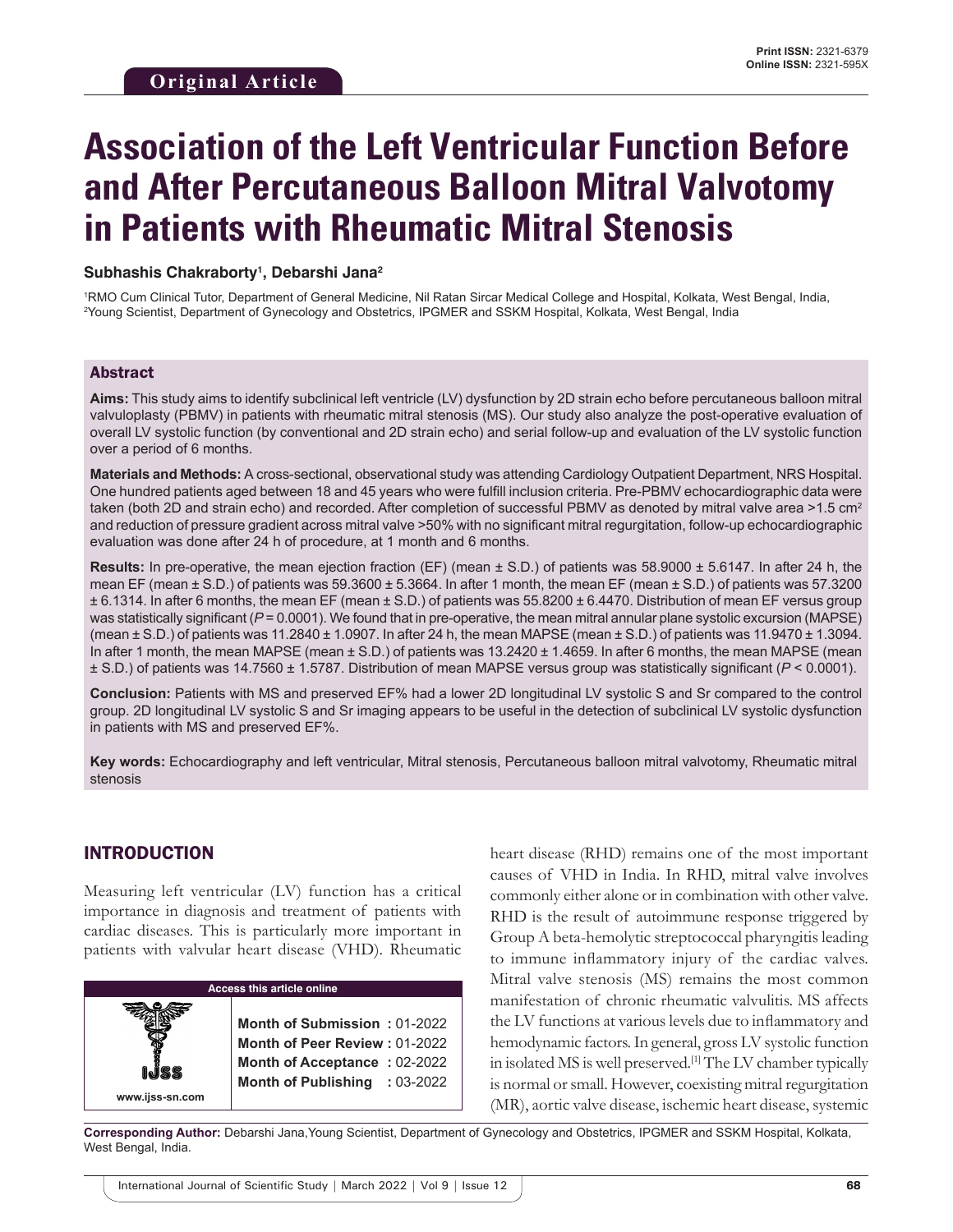Original Article

# Association of the Left Ventricular Function Before and After Percutaneous Balloon Mitral Valvotomy in Patients with Rheumatic Mitral Stenosis

**Subhashis Chakraborty[1], Debarshi Jana[2]**

[1]RMO Cum Clinical Tutor, Department of General Medicine, Nil Ratan Sircar Medical College and Hospital, Kolkata, West Bengal, India, [2]Young Scientist, Department of Gynecology and Obstetrics, IPGMER and SSKM Hospital, Kolkata, West Bengal, India

## Abstract

**Aims:** This study aims to identify subclinical left ventricle (LV) dysfunction by 2D strain echo before percutaneous balloon mitral valvuloplasty (PBMV) in patients with rheumatic mitral stenosis (MS). Our study also analyze the post-operative evaluation of overall LV systolic function (by conventional and 2D strain echo) and serial follow-up and evaluation of the LV systolic function over a period of 6 months.

**Materials and Methods:** A cross-sectional, observational study was attending Cardiology Outpatient Department, NRS Hospital. One hundred patients aged between 18 and 45 years who were fulfill inclusion criteria. Pre-PBMV echocardiographic data were taken (both 2D and strain echo) and recorded. After completion of successful PBMV as denoted by mitral valve area >1.5 cm[2] and reduction of pressure gradient across mitral valve >50% with no significant mitral regurgitation, follow-up echocardiographic evaluation was done after 24 h of procedure, at 1 month and 6 months.

**Results:** In pre-operative, the mean ejection fraction (EF) (mean ± S.D.) of patients was 58.9000 ± 5.6147. In after 24 h, the mean EF (mean ± S.D.) of patients was 59.3600 ± 5.3664. In after 1 month, the mean EF (mean ± S.D.) of patients was 57.3200 ± 6.1314. In after 6 months, the mean EF (mean ± S.D.) of patients was 55.8200 ± 6.4470. Distribution of mean EF versus group was statistically significant (*P* = 0.0001). We found that in pre-operative, the mean mitral annular plane systolic excursion (MAPSE) (mean ± S.D.) of patients was 11.2840 ± 1.0907. In after 24 h, the mean MAPSE (mean ± S.D.) of patients was 11.9470 ± 1.3094. In after 1 month, the mean MAPSE (mean ± S.D.) of patients was 13.2420 ± 1.4659. In after 6 months, the mean MAPSE (mean ± S.D.) of patients was 14.7560 ± 1.5787. Distribution of mean MAPSE versus group was statistically significant (*P* < 0.0001).

**Conclusion:** Patients with MS and preserved EF% had a lower 2D longitudinal LV systolic S and Sr compared to the control group. 2D longitudinal LV systolic S and Sr imaging appears to be useful in the detection of subclinical LV systolic dysfunction in patients with MS and preserved EF%.

**Key words:** Echocardiography and left ventricular, Mitral stenosis, Percutaneous balloon mitral valvotomy, Rheumatic mitral stenosis

## INTRODUCTION

Measuring left ventricular (LV) function has a critical importance in diagnosis and treatment of patients with cardiac diseases. This is particularly more important in patients with valvular heart disease (VHD). Rheumatic heart disease (RHD) remains one of the most important causes of VHD in India. In RHD, mitral valve involves commonly either alone or in combination with other valve. RHD is the result of autoimmune response triggered by Group A beta-hemolytic streptococcal pharyngitis leading to immune inflammatory injury of the cardiac valves. Mitral valve stenosis (MS) remains the most common manifestation of chronic rheumatic valvulitis. MS affects the LV functions at various levels due to inflammatory and hemodynamic factors. In general, gross LV systolic function in isolated MS is well preserved.[1] The LV chamber typically is normal or small. However, coexisting mitral regurgitation (MR), aortic valve disease, ischemic heart disease, systemic

| Access this article online | |
|---|---|
| www.ijss-sn.com | **Month of Submission :** 01-2022<br>**Month of Peer Review :** 01-2022<br>**Month of Acceptance :** 02-2022<br>**Month of Publishing :** 03-2022 |

**Corresponding Author:** Debarshi Jana, Young Scientist, Department of Gynecology and Obstetrics, IPGMER and SSKM Hospital, Kolkata, West Bengal, India.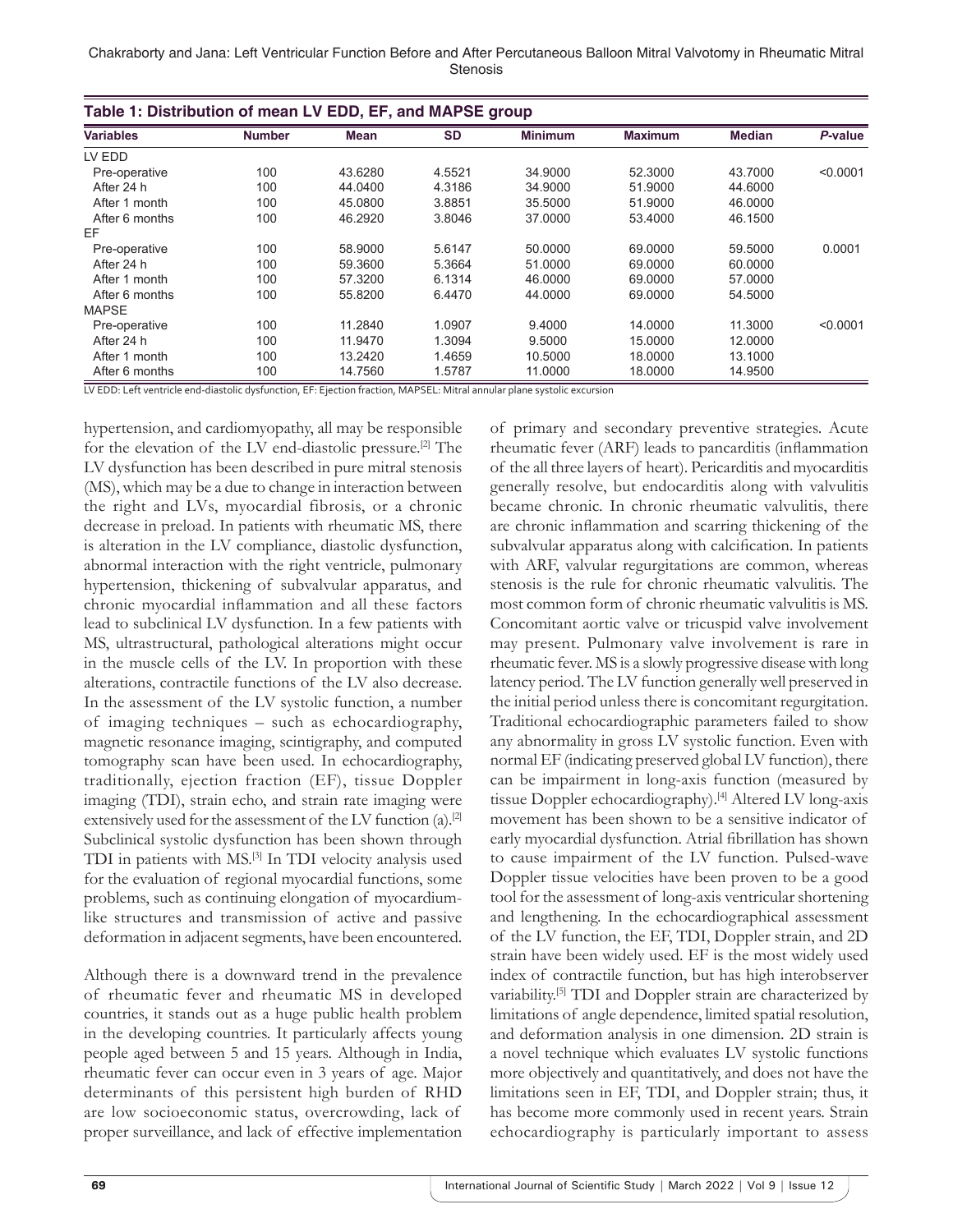**Table 1: Distribution of mean LV EDD, EF, and MAPSE group**

| Variables | Number | Mean | SD | Minimum | Maximum | Median | *P*-value |
|---|---|---|---|---|---|---|---|
| LV EDD | | | | | | | |
| Pre-operative | 100 | 43.6280 | 4.5521 | 34.9000 | 52.3000 | 43.7000 | <0.0001 |
| After 24 h | 100 | 44.0400 | 4.3186 | 34.9000 | 51.9000 | 44.6000 | |
| After 1 month | 100 | 45.0800 | 3.8851 | 35.5000 | 51.9000 | 46.0000 | |
| After 6 months | 100 | 46.2920 | 3.8046 | 37.0000 | 53.4000 | 46.1500 | |
| EF | | | | | | | |
| Pre-operative | 100 | 58.9000 | 5.6147 | 50.0000 | 69.0000 | 59.5000 | 0.0001 |
| After 24 h | 100 | 59.3600 | 5.3664 | 51.0000 | 69.0000 | 60.0000 | |
| After 1 month | 100 | 57.3200 | 6.1314 | 46.0000 | 69.0000 | 57.0000 | |
| After 6 months | 100 | 55.8200 | 6.4470 | 44.0000 | 69.0000 | 54.5000 | |
| MAPSE | | | | | | | |
| Pre-operative | 100 | 11.2840 | 1.0907 | 9.4000 | 14.0000 | 11.3000 | <0.0001 |
| After 24 h | 100 | 11.9470 | 1.3094 | 9.5000 | 15.0000 | 12.0000 | |
| After 1 month | 100 | 13.2420 | 1.4659 | 10.5000 | 18.0000 | 13.1000 | |
| After 6 months | 100 | 14.7560 | 1.5787 | 11.0000 | 18.0000 | 14.9500 | |

LV EDD: Left ventricle end-diastolic dysfunction, EF: Ejection fraction, MAPSEL: Mitral annular plane systolic excursion

hypertension, and cardiomyopathy, all may be responsible for the elevation of the LV end-diastolic pressure.[2] The LV dysfunction has been described in pure mitral stenosis (MS), which may be a due to change in interaction between the right and LVs, myocardial fibrosis, or a chronic decrease in preload. In patients with rheumatic MS, there is alteration in the LV compliance, diastolic dysfunction, abnormal interaction with the right ventricle, pulmonary hypertension, thickening of subvalvular apparatus, and chronic myocardial inflammation and all these factors lead to subclinical LV dysfunction. In a few patients with MS, ultrastructural, pathological alterations might occur in the muscle cells of the LV. In proportion with these alterations, contractile functions of the LV also decrease. In the assessment of the LV systolic function, a number of imaging techniques – such as echocardiography, magnetic resonance imaging, scintigraphy, and computed tomography scan have been used. In echocardiography, traditionally, ejection fraction (EF), tissue Doppler imaging (TDI), strain echo, and strain rate imaging were extensively used for the assessment of the LV function (a).[2] Subclinical systolic dysfunction has been shown through TDI in patients with MS.[3] In TDI velocity analysis used for the evaluation of regional myocardial functions, some problems, such as continuing elongation of myocardium-like structures and transmission of active and passive deformation in adjacent segments, have been encountered.

Although there is a downward trend in the prevalence of rheumatic fever and rheumatic MS in developed countries, it stands out as a huge public health problem in the developing countries. It particularly affects young people aged between 5 and 15 years. Although in India, rheumatic fever can occur even in 3 years of age. Major determinants of this persistent high burden of RHD are low socioeconomic status, overcrowding, lack of proper surveillance, and lack of effective implementation of primary and secondary preventive strategies. Acute rheumatic fever (ARF) leads to pancarditis (inflammation of the all three layers of heart). Pericarditis and myocarditis generally resolve, but endocarditis along with valvulitis became chronic. In chronic rheumatic valvulitis, there are chronic inflammation and scarring thickening of the subvalvular apparatus along with calcification. In patients with ARF, valvular regurgitations are common, whereas stenosis is the rule for chronic rheumatic valvulitis. The most common form of chronic rheumatic valvulitis is MS. Concomitant aortic valve or tricuspid valve involvement may present. Pulmonary valve involvement is rare in rheumatic fever. MS is a slowly progressive disease with long latency period. The LV function generally well preserved in the initial period unless there is concomitant regurgitation. Traditional echocardiographic parameters failed to show any abnormality in gross LV systolic function. Even with normal EF (indicating preserved global LV function), there can be impairment in long-axis function (measured by tissue Doppler echocardiography).[4] Altered LV long-axis movement has been shown to be a sensitive indicator of early myocardial dysfunction. Atrial fibrillation has shown to cause impairment of the LV function. Pulsed-wave Doppler tissue velocities have been proven to be a good tool for the assessment of long-axis ventricular shortening and lengthening. In the echocardiographical assessment of the LV function, the EF, TDI, Doppler strain, and 2D strain have been widely used. EF is the most widely used index of contractile function, but has high interobserver variability.[5] TDI and Doppler strain are characterized by limitations of angle dependence, limited spatial resolution, and deformation analysis in one dimension. 2D strain is a novel technique which evaluates LV systolic functions more objectively and quantitatively, and does not have the limitations seen in EF, TDI, and Doppler strain; thus, it has become more commonly used in recent years. Strain echocardiography is particularly important to assess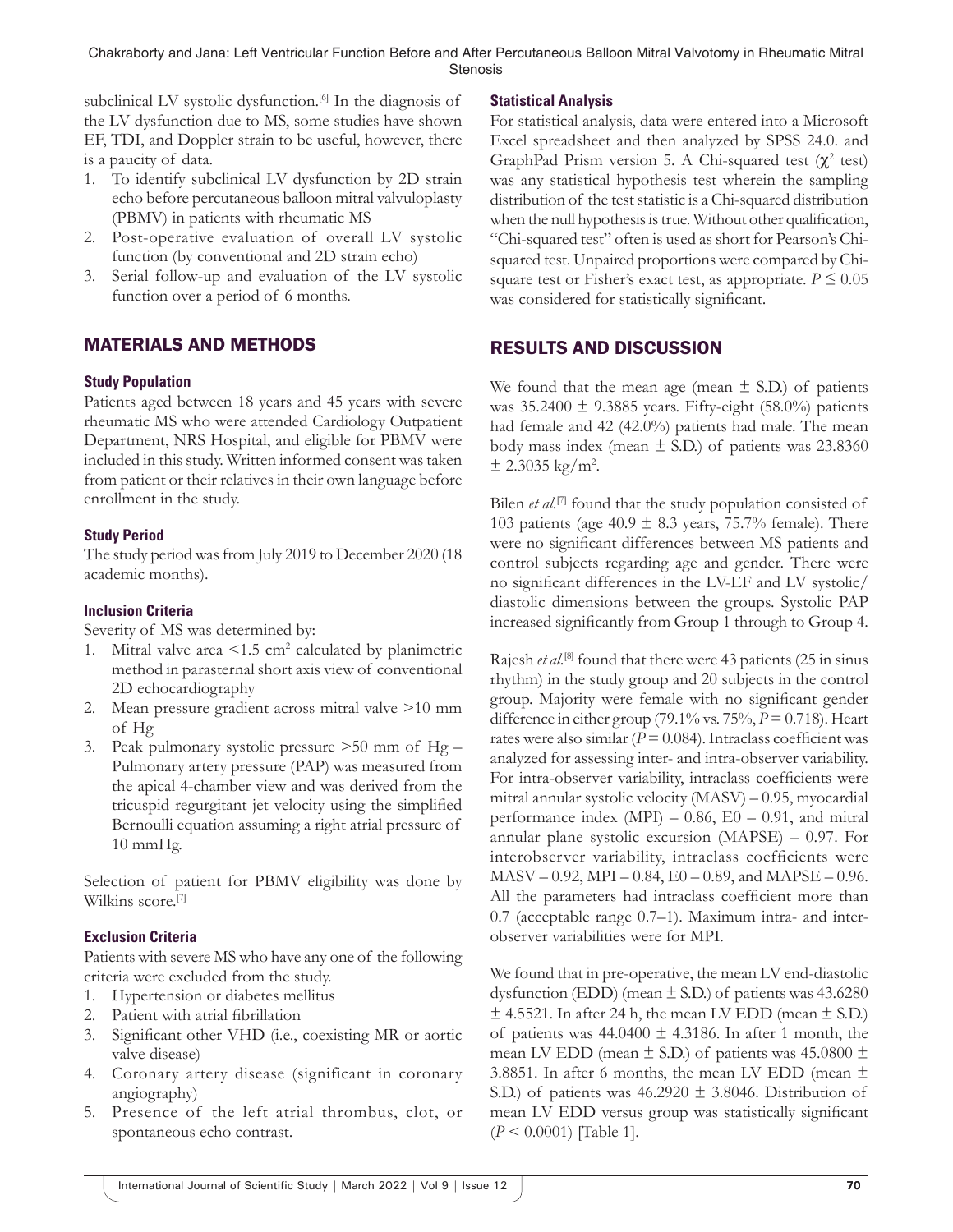subclinical LV systolic dysfunction.[6] In the diagnosis of the LV dysfunction due to MS, some studies have shown EF, TDI, and Doppler strain to be useful, however, there is a paucity of data.

1. To identify subclinical LV dysfunction by 2D strain echo before percutaneous balloon mitral valvuloplasty (PBMV) in patients with rheumatic MS
2. Post-operative evaluation of overall LV systolic function (by conventional and 2D strain echo)
3. Serial follow-up and evaluation of the LV systolic function over a period of 6 months.

## MATERIALS AND METHODS

### Study Population

Patients aged between 18 years and 45 years with severe rheumatic MS who were attended Cardiology Outpatient Department, NRS Hospital, and eligible for PBMV were included in this study. Written informed consent was taken from patient or their relatives in their own language before enrollment in the study.

### Study Period

The study period was from July 2019 to December 2020 (18 academic months).

### Inclusion Criteria

Severity of MS was determined by:

1. Mitral valve area <1.5 cm$^2$ calculated by planimetric method in parasternal short axis view of conventional 2D echocardiography
2. Mean pressure gradient across mitral valve >10 mm of Hg
3. Peak pulmonary systolic pressure >50 mm of Hg – Pulmonary artery pressure (PAP) was measured from the apical 4-chamber view and was derived from the tricuspid regurgitant jet velocity using the simplified Bernoulli equation assuming a right atrial pressure of 10 mmHg.

Selection of patient for PBMV eligibility was done by Wilkins score.[7]

### Exclusion Criteria

Patients with severe MS who have any one of the following criteria were excluded from the study.

1. Hypertension or diabetes mellitus
2. Patient with atrial fibrillation
3. Significant other VHD (i.e., coexisting MR or aortic valve disease)
4. Coronary artery disease (significant in coronary angiography)
5. Presence of the left atrial thrombus, clot, or spontaneous echo contrast.

### Statistical Analysis

For statistical analysis, data were entered into a Microsoft Excel spreadsheet and then analyzed by SPSS 24.0. and GraphPad Prism version 5. A Chi-squared test ($\chi^2$ test) was any statistical hypothesis test wherein the sampling distribution of the test statistic is a Chi-squared distribution when the null hypothesis is true. Without other qualification, "Chi-squared test" often is used as short for Pearson's Chi-squared test. Unpaired proportions were compared by Chi-square test or Fisher's exact test, as appropriate. $P \leq 0.05$ was considered for statistically significant.

## RESULTS AND DISCUSSION

We found that the mean age (mean ± S.D.) of patients was 35.2400 ± 9.3885 years. Fifty-eight (58.0%) patients had female and 42 (42.0%) patients had male. The mean body mass index (mean ± S.D.) of patients was 23.8360 ± 2.3035 kg/m$^2$.

Bilen *et al*.[7] found that the study population consisted of 103 patients (age 40.9 ± 8.3 years, 75.7% female). There were no significant differences between MS patients and control subjects regarding age and gender. There were no significant differences in the LV-EF and LV systolic/diastolic dimensions between the groups. Systolic PAP increased significantly from Group 1 through to Group 4.

Rajesh *et al*.[8] found that there were 43 patients (25 in sinus rhythm) in the study group and 20 subjects in the control group. Majority were female with no significant gender difference in either group (79.1% vs. 75%, $P = 0.718$). Heart rates were also similar ($P = 0.084$). Intraclass coefficient was analyzed for assessing inter- and intra-observer variability. For intra-observer variability, intraclass coefficients were mitral annular systolic velocity (MASV) – 0.95, myocardial performance index (MPI) – 0.86, E0 – 0.91, and mitral annular plane systolic excursion (MAPSE) – 0.97. For interobserver variability, intraclass coefficients were MASV – 0.92, MPI – 0.84, E0 – 0.89, and MAPSE – 0.96. All the parameters had intraclass coefficient more than 0.7 (acceptable range 0.7–1). Maximum intra- and inter-observer variabilities were for MPI.

We found that in pre-operative, the mean LV end-diastolic dysfunction (EDD) (mean ± S.D.) of patients was 43.6280 ± 4.5521. In after 24 h, the mean LV EDD (mean ± S.D.) of patients was 44.0400 ± 4.3186. In after 1 month, the mean LV EDD (mean ± S.D.) of patients was 45.0800 ± 3.8851. In after 6 months, the mean LV EDD (mean ± S.D.) of patients was 46.2920 ± 3.8046. Distribution of mean LV EDD versus group was statistically significant ($P < 0.0001$) [Table 1].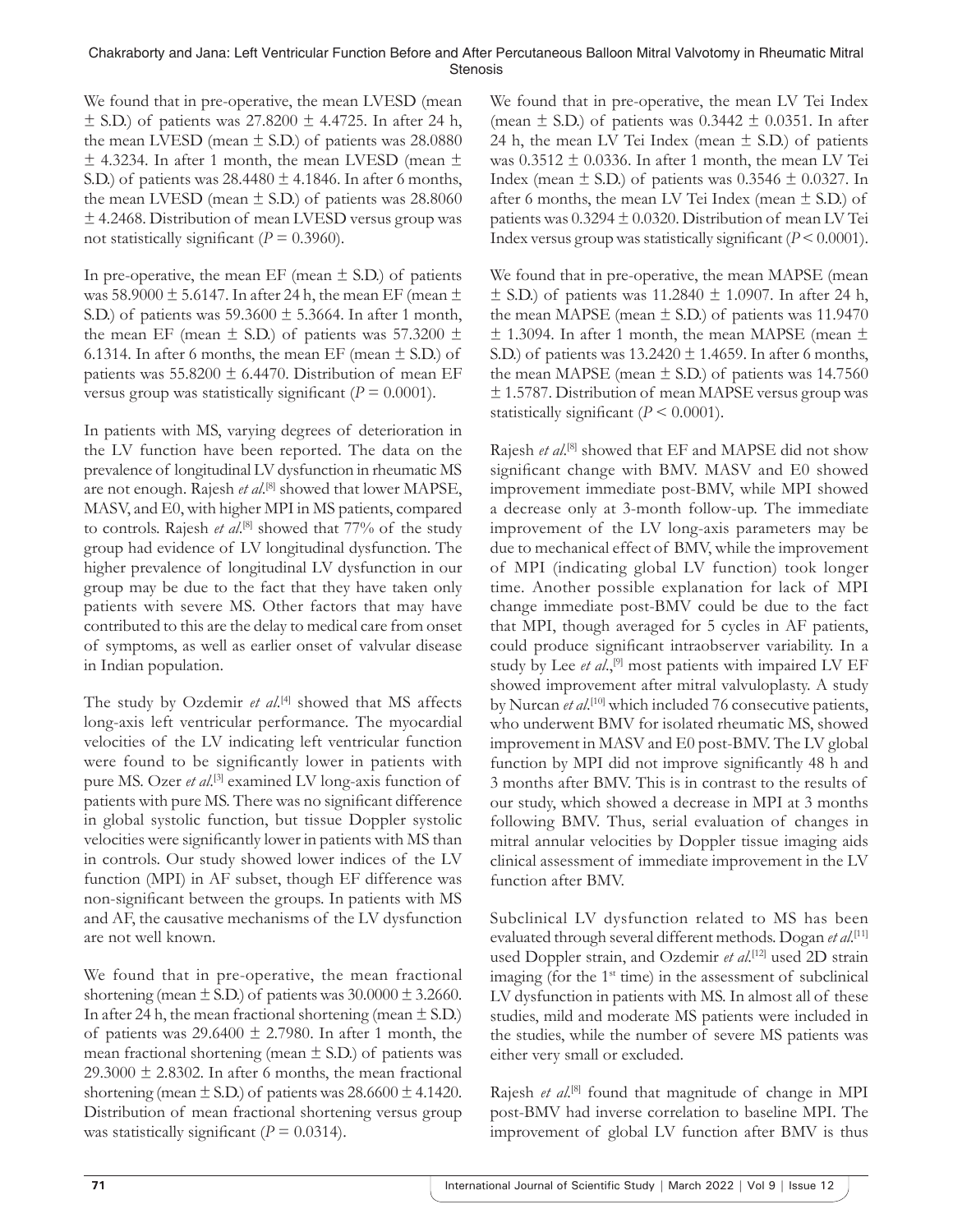We found that in pre-operative, the mean LVESD (mean ± S.D.) of patients was 27.8200 ± 4.4725. In after 24 h, the mean LVESD (mean ± S.D.) of patients was 28.0880 ± 4.3234. In after 1 month, the mean LVESD (mean ± S.D.) of patients was 28.4480 ± 4.1846. In after 6 months, the mean LVESD (mean ± S.D.) of patients was 28.8060 ± 4.2468. Distribution of mean LVESD versus group was not statistically significant ($P = 0.3960$).

In pre-operative, the mean EF (mean ± S.D.) of patients was 58.9000 ± 5.6147. In after 24 h, the mean EF (mean ± S.D.) of patients was 59.3600 ± 5.3664. In after 1 month, the mean EF (mean ± S.D.) of patients was 57.3200 ± 6.1314. In after 6 months, the mean EF (mean ± S.D.) of patients was 55.8200 ± 6.4470. Distribution of mean EF versus group was statistically significant ($P = 0.0001$).

In patients with MS, varying degrees of deterioration in the LV function have been reported. The data on the prevalence of longitudinal LV dysfunction in rheumatic MS are not enough. Rajesh *et al*.[8] showed that lower MAPSE, MASV, and E0, with higher MPI in MS patients, compared to controls. Rajesh *et al*.[8] showed that 77% of the study group had evidence of LV longitudinal dysfunction. The higher prevalence of longitudinal LV dysfunction in our group may be due to the fact that they have taken only patients with severe MS. Other factors that may have contributed to this are the delay to medical care from onset of symptoms, as well as earlier onset of valvular disease in Indian population.

The study by Ozdemir *et al*.[4] showed that MS affects long-axis left ventricular performance. The myocardial velocities of the LV indicating left ventricular function were found to be significantly lower in patients with pure MS. Ozer *et al*.[3] examined LV long-axis function of patients with pure MS. There was no significant difference in global systolic function, but tissue Doppler systolic velocities were significantly lower in patients with MS than in controls. Our study showed lower indices of the LV function (MPI) in AF subset, though EF difference was non-significant between the groups. In patients with MS and AF, the causative mechanisms of the LV dysfunction are not well known.

We found that in pre-operative, the mean fractional shortening (mean ± S.D.) of patients was 30.0000 ± 3.2660. In after 24 h, the mean fractional shortening (mean ± S.D.) of patients was 29.6400 ± 2.7980. In after 1 month, the mean fractional shortening (mean ± S.D.) of patients was 29.3000 ± 2.8302. In after 6 months, the mean fractional shortening (mean ± S.D.) of patients was 28.6600 ± 4.1420. Distribution of mean fractional shortening versus group was statistically significant ($P = 0.0314$).

We found that in pre-operative, the mean LV Tei Index (mean ± S.D.) of patients was 0.3442 ± 0.0351. In after 24 h, the mean LV Tei Index (mean ± S.D.) of patients was 0.3512 ± 0.0336. In after 1 month, the mean LV Tei Index (mean ± S.D.) of patients was 0.3546 ± 0.0327. In after 6 months, the mean LV Tei Index (mean ± S.D.) of patients was 0.3294 ± 0.0320. Distribution of mean LV Tei Index versus group was statistically significant ($P < 0.0001$).

We found that in pre-operative, the mean MAPSE (mean ± S.D.) of patients was 11.2840 ± 1.0907. In after 24 h, the mean MAPSE (mean ± S.D.) of patients was 11.9470 ± 1.3094. In after 1 month, the mean MAPSE (mean ± S.D.) of patients was 13.2420 ± 1.4659. In after 6 months, the mean MAPSE (mean ± S.D.) of patients was 14.7560 ± 1.5787. Distribution of mean MAPSE versus group was statistically significant ($P < 0.0001$).

Rajesh *et al*.[8] showed that EF and MAPSE did not show significant change with BMV. MASV and E0 showed improvement immediate post-BMV, while MPI showed a decrease only at 3-month follow-up. The immediate improvement of the LV long-axis parameters may be due to mechanical effect of BMV, while the improvement of MPI (indicating global LV function) took longer time. Another possible explanation for lack of MPI change immediate post-BMV could be due to the fact that MPI, though averaged for 5 cycles in AF patients, could produce significant intraobserver variability. In a study by Lee *et al*.,[9] most patients with impaired LV EF showed improvement after mitral valvuloplasty. A study by Nurcan *et al*.[10] which included 76 consecutive patients, who underwent BMV for isolated rheumatic MS, showed improvement in MASV and E0 post-BMV. The LV global function by MPI did not improve significantly 48 h and 3 months after BMV. This is in contrast to the results of our study, which showed a decrease in MPI at 3 months following BMV. Thus, serial evaluation of changes in mitral annular velocities by Doppler tissue imaging aids clinical assessment of immediate improvement in the LV function after BMV.

Subclinical LV dysfunction related to MS has been evaluated through several different methods. Dogan *et al*.[11] used Doppler strain, and Ozdemir *et al*.[12] used 2D strain imaging (for the 1st time) in the assessment of subclinical LV dysfunction in patients with MS. In almost all of these studies, mild and moderate MS patients were included in the studies, while the number of severe MS patients was either very small or excluded.

Rajesh *et al*.[8] found that magnitude of change in MPI post-BMV had inverse correlation to baseline MPI. The improvement of global LV function after BMV is thus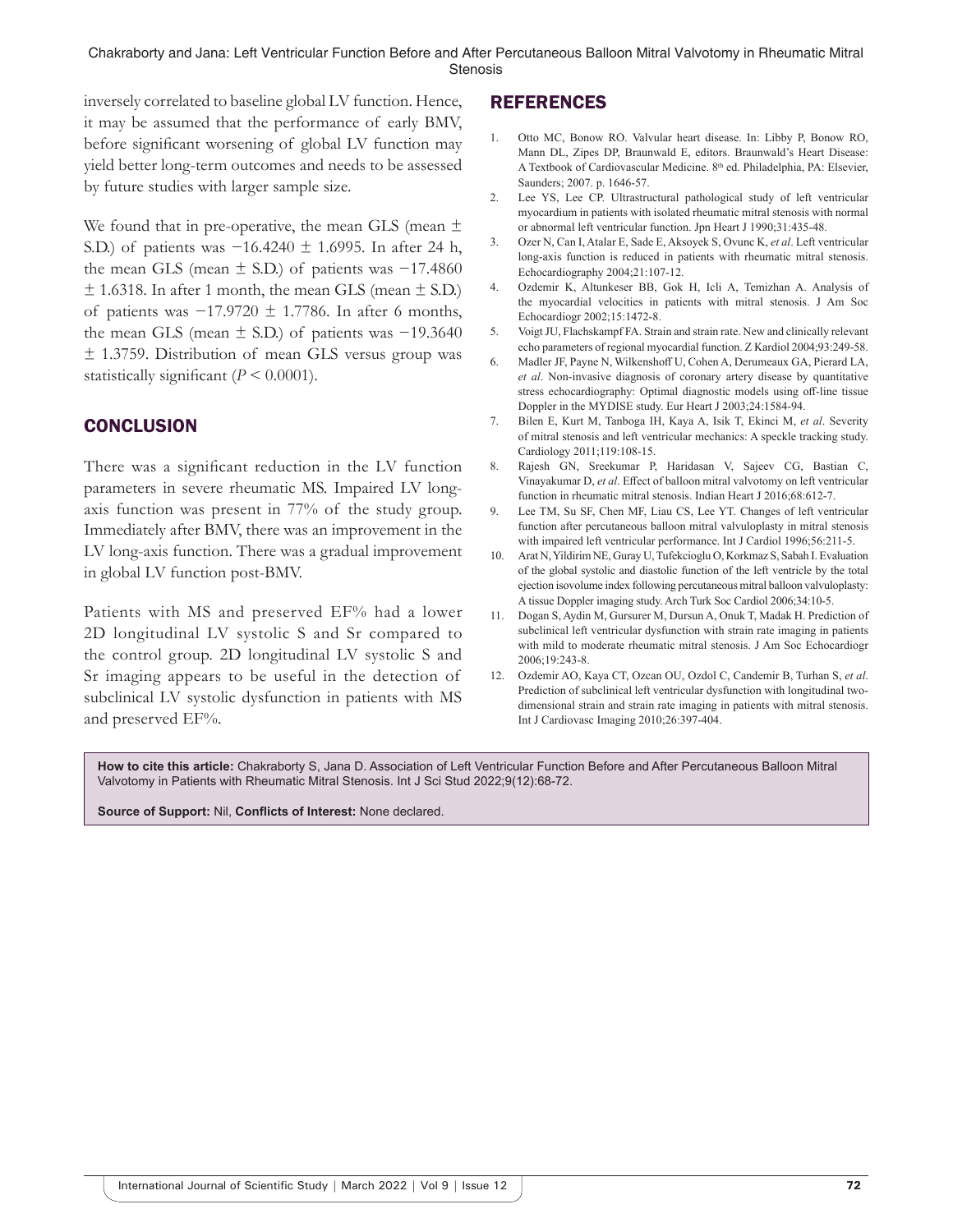inversely correlated to baseline global LV function. Hence, it may be assumed that the performance of early BMV, before significant worsening of global LV function may yield better long-term outcomes and needs to be assessed by future studies with larger sample size.

We found that in pre-operative, the mean GLS (mean ± S.D.) of patients was −16.4240 ± 1.6995. In after 24 h, the mean GLS (mean ± S.D.) of patients was −17.4860 ± 1.6318. In after 1 month, the mean GLS (mean ± S.D.) of patients was −17.9720 ± 1.7786. In after 6 months, the mean GLS (mean ± S.D.) of patients was −19.3640 ± 1.3759. Distribution of mean GLS versus group was statistically significant ($P < 0.0001$).

## CONCLUSION

There was a significant reduction in the LV function parameters in severe rheumatic MS. Impaired LV long-axis function was present in 77% of the study group. Immediately after BMV, there was an improvement in the LV long-axis function. There was a gradual improvement in global LV function post-BMV.

Patients with MS and preserved EF% had a lower 2D longitudinal LV systolic S and Sr compared to the control group. 2D longitudinal LV systolic S and Sr imaging appears to be useful in the detection of subclinical LV systolic dysfunction in patients with MS and preserved EF%.

## REFERENCES

1. Otto MC, Bonow RO. Valvular heart disease. In: Libby P, Bonow RO, Mann DL, Zipes DP, Braunwald E, editors. Braunwald's Heart Disease: A Textbook of Cardiovascular Medicine. 8th ed. Philadelphia, PA: Elsevier, Saunders; 2007. p. 1646-57.
2. Lee YS, Lee CP. Ultrastructural pathological study of left ventricular myocardium in patients with isolated rheumatic mitral stenosis with normal or abnormal left ventricular function. Jpn Heart J 1990;31:435-48.
3. Ozer N, Can I, Atalar E, Sade E, Aksoyek S, Ovunc K, *et al*. Left ventricular long-axis function is reduced in patients with rheumatic mitral stenosis. Echocardiography 2004;21:107-12.
4. Ozdemir K, Altunkeser BB, Gok H, Icli A, Temizhan A. Analysis of the myocardial velocities in patients with mitral stenosis. J Am Soc Echocardiogr 2002;15:1472-8.
5. Voigt JU, Flachskampf FA. Strain and strain rate. New and clinically relevant echo parameters of regional myocardial function. Z Kardiol 2004;93:249-58.
6. Madler JF, Payne N, Wilkenshoff U, Cohen A, Derumeaux GA, Pierard LA, *et al*. Non-invasive diagnosis of coronary artery disease by quantitative stress echocardiography: Optimal diagnostic models using off-line tissue Doppler in the MYDISE study. Eur Heart J 2003;24:1584-94.
7. Bilen E, Kurt M, Tanboga IH, Kaya A, Isik T, Ekinci M, *et al*. Severity of mitral stenosis and left ventricular mechanics: A speckle tracking study. Cardiology 2011;119:108-15.
8. Rajesh GN, Sreekumar P, Haridasan V, Sajeev CG, Bastian C, Vinayakumar D, *et al*. Effect of balloon mitral valvotomy on left ventricular function in rheumatic mitral stenosis. Indian Heart J 2016;68:612-7.
9. Lee TM, Su SF, Chen MF, Liau CS, Lee YT. Changes of left ventricular function after percutaneous balloon mitral valvuloplasty in mitral stenosis with impaired left ventricular performance. Int J Cardiol 1996;56:211-5.
10. Arat N, Yildirim NE, Guray U, Tufekcioglu O, Korkmaz S, Sabah I. Evaluation of the global systolic and diastolic function of the left ventricle by the total ejection isovolume index following percutaneous mitral balloon valvuloplasty: A tissue Doppler imaging study. Arch Turk Soc Cardiol 2006;34:10-5.
11. Dogan S, Aydin M, Gursurer M, Dursun A, Onuk T, Madak H. Prediction of subclinical left ventricular dysfunction with strain rate imaging in patients with mild to moderate rheumatic mitral stenosis. J Am Soc Echocardiogr 2006;19:243-8.
12. Ozdemir AO, Kaya CT, Ozcan OU, Ozdol C, Candemir B, Turhan S, *et al*. Prediction of subclinical left ventricular dysfunction with longitudinal two-dimensional strain and strain rate imaging in patients with mitral stenosis. Int J Cardiovasc Imaging 2010;26:397-404.

**How to cite this article:** Chakraborty S, Jana D. Association of Left Ventricular Function Before and After Percutaneous Balloon Mitral Valvotomy in Patients with Rheumatic Mitral Stenosis. Int J Sci Stud 2022;9(12):68-72.

**Source of Support:** Nil, **Conflicts of Interest:** None declared.